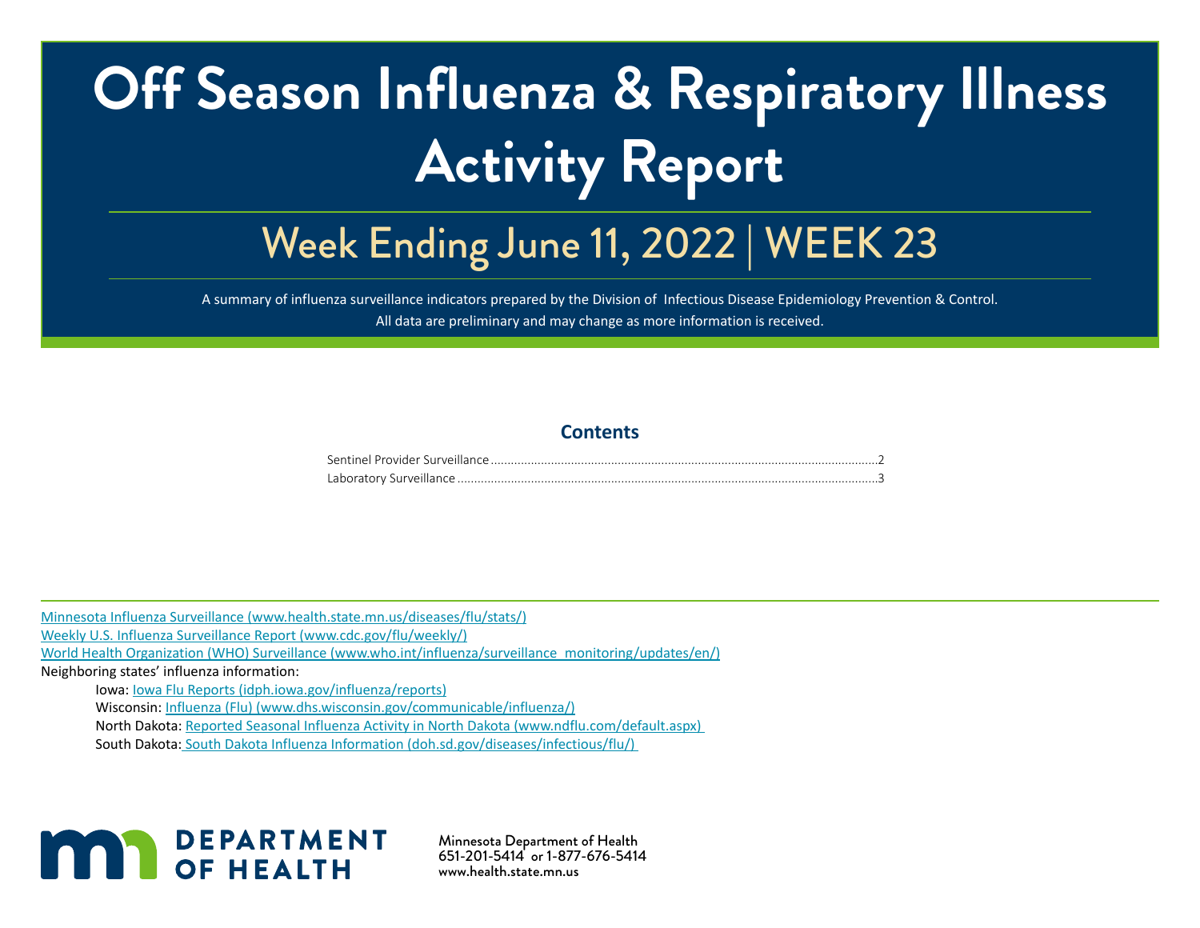# Off Season Influenza & Respiratory Illness Activity Report

## Week Ending June 11, 2022 | WEEK 23

A summary of influenza surveillance indicators prepared by the Division of Infectious Disease Epidemiology Prevention & Control.

All data are preliminary and may change as more information is received.

### Contents

Sentinel Provider Surveillance ........................................................................................................ 2

Laboratory Surveillance ................................................................................................................. 3

[Minnesota Influenza Surveillance (www.health.state.mn.us/diseases/flu/stats/)](www.health.state.mn.us/diseases/flu/stats/)

[Weekly U.S. Influenza Surveillance Report (www.cdc.gov/flu/weekly/)](www.cdc.gov/flu/weekly/)

[World Health Organization (WHO) Surveillance (www.who.int/influenza/surveillance_monitoring/updates/en/)](www.who.int/influenza/surveillance_monitoring/updates/en/)

Neighboring states' influenza information:

- Iowa: [Iowa Flu Reports (idph.iowa.gov/influenza/reports)](idph.iowa.gov/influenza/reports)
- Wisconsin: [Influenza (Flu) (www.dhs.wisconsin.gov/communicable/influenza/)](www.dhs.wisconsin.gov/communicable/influenza/)
- North Dakota: [Reported Seasonal Influenza Activity in North Dakota (www.ndflu.com/default.aspx)](www.ndflu.com/default.aspx)
- South Dakota: [South Dakota Influenza Information (doh.sd.gov/diseases/infectious/flu/)](doh.sd.gov/diseases/infectious/flu/)

DEPARTMENT OF HEALTH

Minnesota Department of Health
651-201-5414 or 1-877-676-5414
www.health.state.mn.us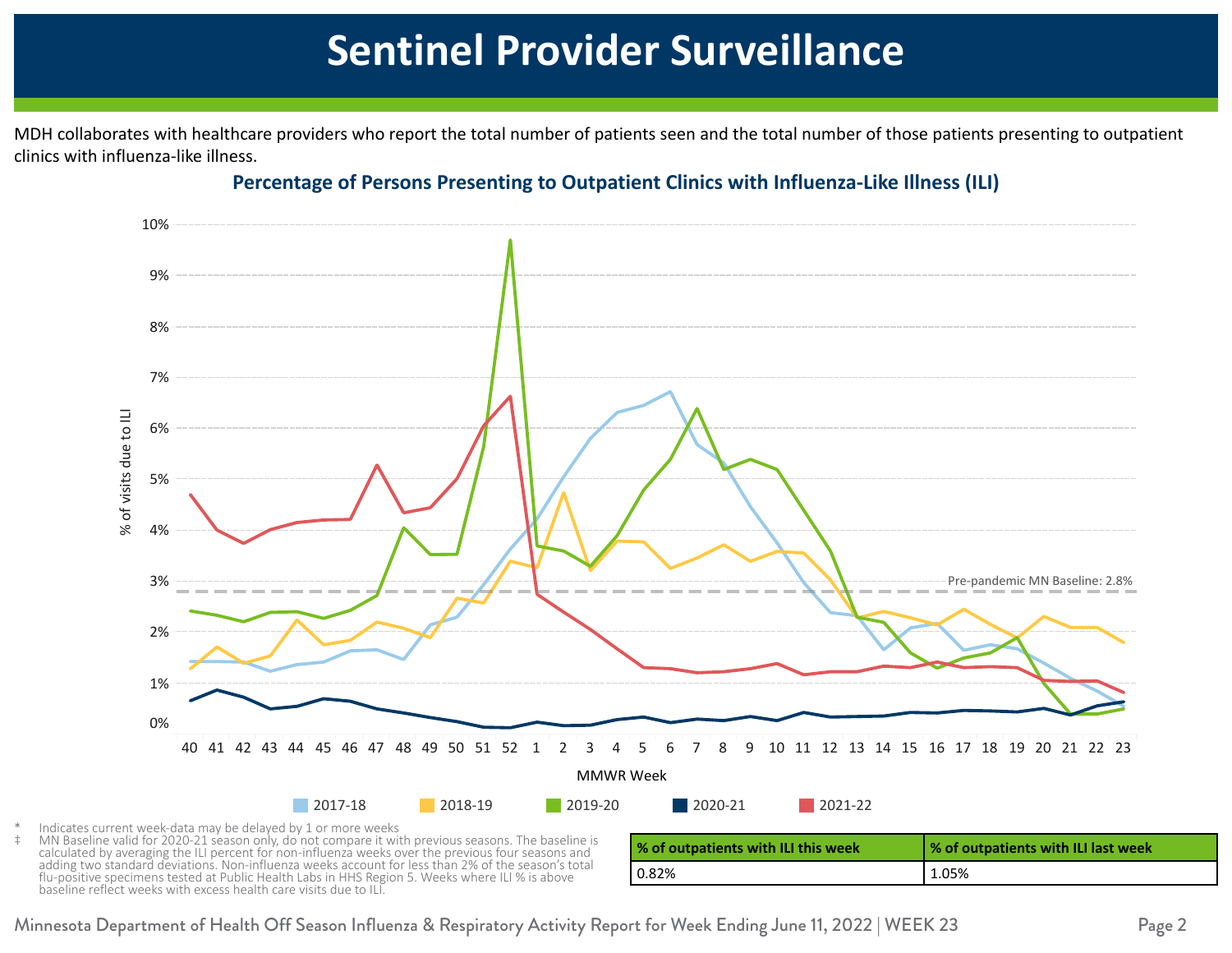# Sentinel Provider Surveillance

MDH collaborates with healthcare providers who report the total number of patients seen and the total number of those patients presenting to outpatient clinics with influenza-like illness.

**Percentage of Persons Presenting to Outpatient Clinics with Influenza-Like Illness (ILI)**

\* Indicates current week-data may be delayed by 1 or more weeks

‡ MN Baseline valid for 2020-21 season only, do not compare it with previous seasons. The baseline is calculated by averaging the ILI percent for non-influenza weeks over the previous four seasons and adding two standard deviations. Non-influenza weeks account for less than 2% of the season's total flu-positive specimens tested at Public Health Labs in HHS Region 5. Weeks where ILI % is above baseline reflect weeks with excess health care visits due to ILI.

| % of outpatients with ILI this week | % of outpatients with ILI last week |
|---|---|
| 0.82% | 1.05% |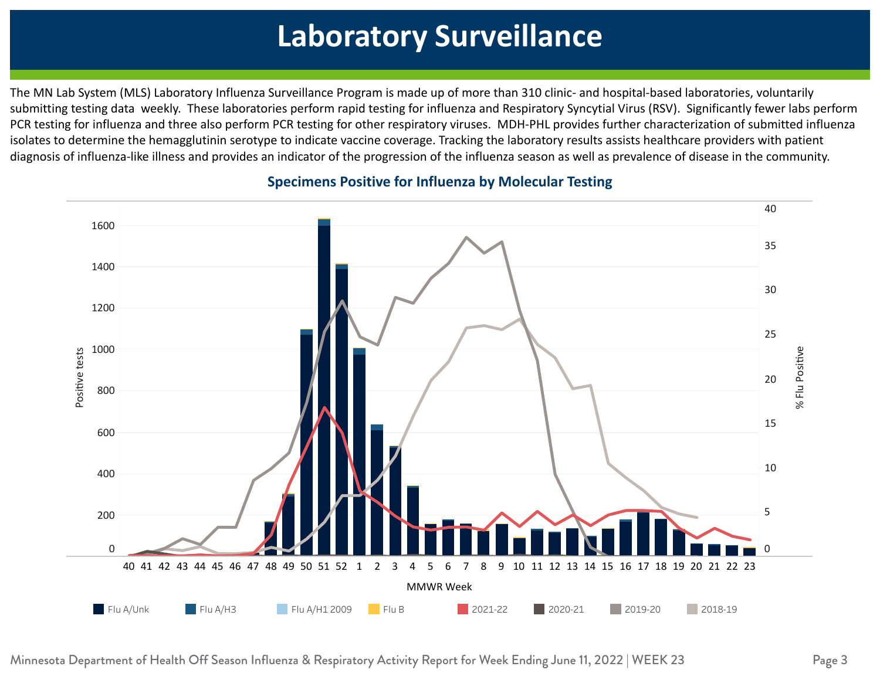# Laboratory Surveillance

The MN Lab System (MLS) Laboratory Influenza Surveillance Program is made up of more than 310 clinic- and hospital-based laboratories, voluntarily submitting testing data weekly. These laboratories perform rapid testing for influenza and Respiratory Syncytial Virus (RSV). Significantly fewer labs perform PCR testing for influenza and three also perform PCR testing for other respiratory viruses. MDH-PHL provides further characterization of submitted influenza isolates to determine the hemagglutinin serotype to indicate vaccine coverage. Tracking the laboratory results assists healthcare providers with patient diagnosis of influenza-like illness and provides an indicator of the progression of the influenza season as well as prevalence of disease in the community.

## Specimens Positive for Influenza by Molecular Testing

Positive tests | % Flu Positive | MMWR Week

Flu A/Unk | Flu A/H3 | Flu A/H1 2009 | Flu B | 2021-22 | 2020-21 | 2019-20 | 2018-19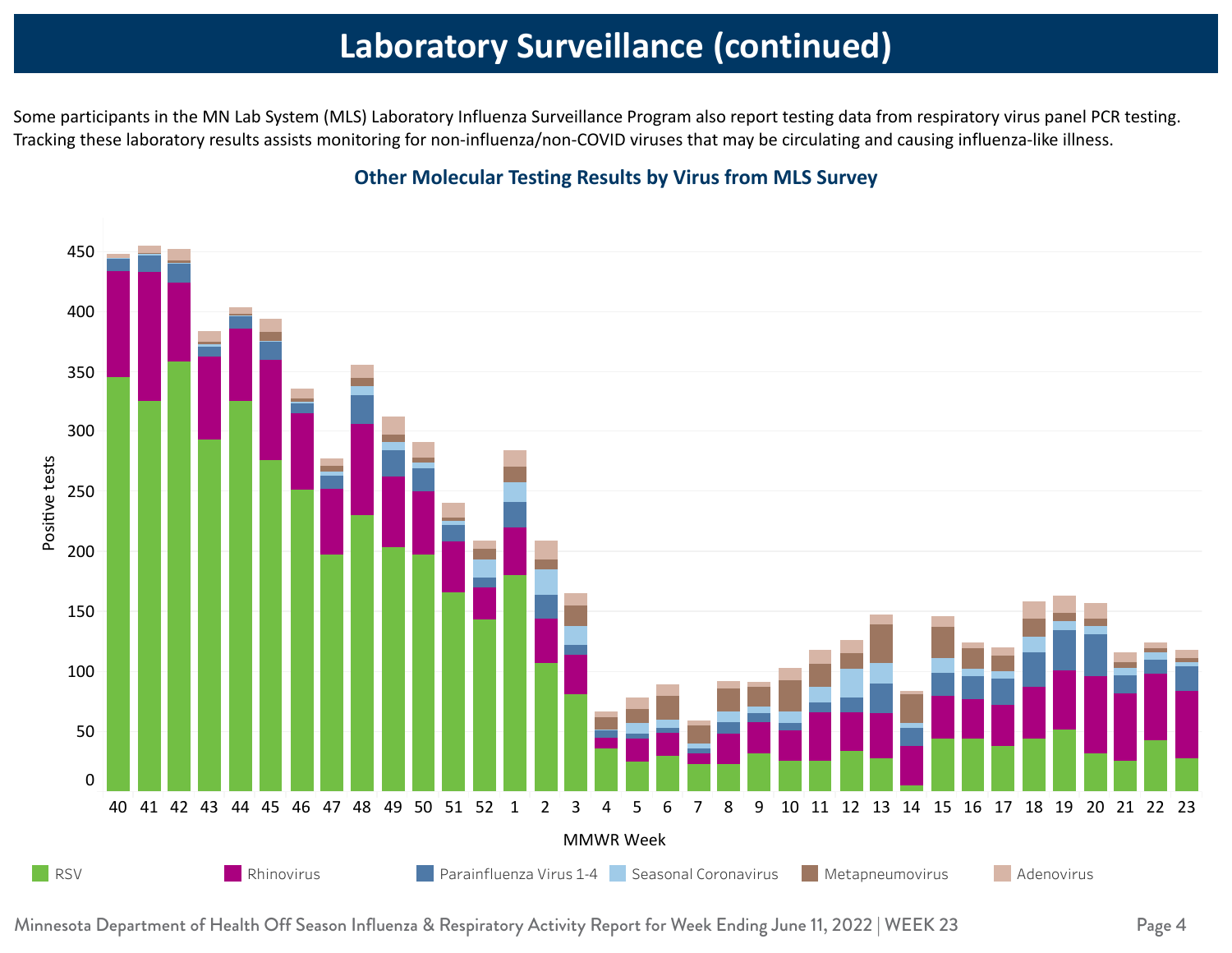# Laboratory Surveillance (continued)

Some participants in the MN Lab System (MLS) Laboratory Influenza Surveillance Program also report testing data from respiratory virus panel PCR testing. Tracking these laboratory results assists monitoring for non-influenza/non-COVID viruses that may be circulating and causing influenza-like illness.

**Other Molecular Testing Results by Virus from MLS Survey**

Positive tests

450
400
350
300
250
200
150
100
50
0

40 41 42 43 44 45 46 47 48 49 50 51 52 1 2 3 4 5 6 7 8 9 10 11 12 13 14 15 16 17 18 19 20 21 22 23

MMWR Week

RSV
Rhinovirus
Parainfluenza Virus 1-4
Seasonal Coronavirus
Metapneumovirus
Adenovirus